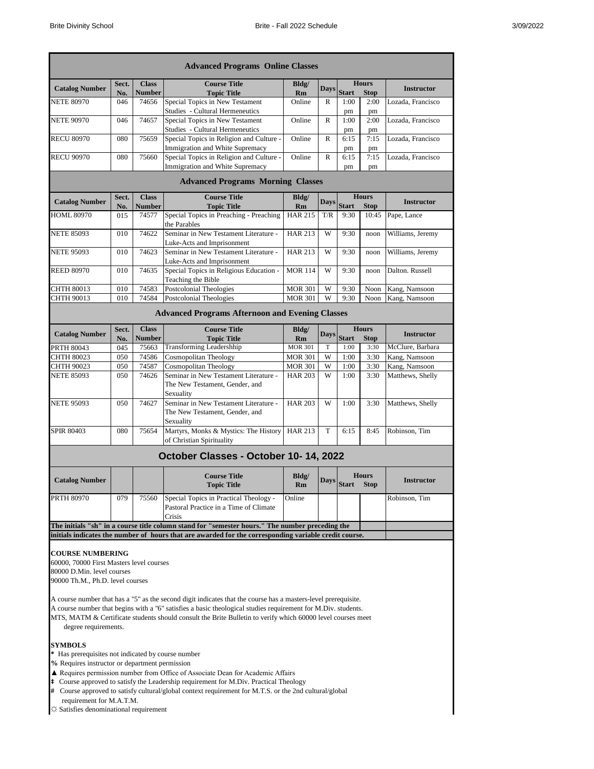## Advanced Programs Online Classes

| Catalog Number | Sect. No. | Class Number | Course Title / Topic Title | Bldg/ Rm | Days | Hours Start | Hours Stop | Instructor |
|---|---|---|---|---|---|---|---|---|
| NETE 80970 | 046 | 74656 | Special Topics in New Testament Studies - Cultural Hermeneutics | Online | R | 1:00 pm | 2:00 pm | Lozada, Francisco |
| NETE 90970 | 046 | 74657 | Special Topics in New Testament Studies - Cultural Hermeneutics | Online | R | 1:00 pm | 2:00 pm | Lozada, Francisco |
| RECU 80970 | 080 | 75659 | Special Topics in Religion and Culture - Immigration and White Supremacy | Online | R | 6:15 pm | 7:15 pm | Lozada, Francisco |
| RECU 90970 | 080 | 75660 | Special Topics in Religion and Culture - Immigration and White Supremacy | Online | R | 6:15 pm | 7:15 pm | Lozada, Francisco |

## Advanced Programs Morning Classes

| Catalog Number | Sect. No. | Class Number | Course Title / Topic Title | Bldg/ Rm | Days | Hours Start | Hours Stop | Instructor |
|---|---|---|---|---|---|---|---|---|
| HOML 80970 | 015 | 74577 | Special Topics in Preaching - Preaching the Parables | HAR 215 | T/R | 9:30 | 10:45 | Pape, Lance |
| NETE 85093 | 010 | 74622 | Seminar in New Testament Literature - Luke-Acts and Imprisonment | HAR 213 | W | 9:30 | noon | Williams, Jeremy |
| NETE 95093 | 010 | 74623 | Seminar in New Testament Literature - Luke-Acts and Imprisonment | HAR 213 | W | 9:30 | noon | Williams, Jeremy |
| REED 80970 | 010 | 74635 | Special Topics in Religious Education - Teaching the Bible | MOR 114 | W | 9:30 | noon | Dalton. Russell |
| CHTH 80013 | 010 | 74583 | Postcolonial Theologies | MOR 301 | W | 9:30 | Noon | Kang, Namsoon |
| CHTH 90013 | 010 | 74584 | Postcolonial Theologies | MOR 301 | W | 9:30 | Noon | Kang, Namsoon |

## Advanced Programs Afternoon and Evening Classes

| Catalog Number | Sect. No. | Class Number | Course Title / Topic Title | Bldg/ Rm | Days | Hours Start | Hours Stop | Instructor |
|---|---|---|---|---|---|---|---|---|
| PRTH 80043 | 045 | 75663 | Transforming Leadershhip | MOR 301 | T | 1:00 | 3:30 | McClure, Barbara |
| CHTH 80023 | 050 | 74586 | Cosmopolitan Theology | MOR 301 | W | 1:00 | 3:30 | Kang, Namsoon |
| CHTH 90023 | 050 | 74587 | Cosmopolitan Theology | MOR 301 | W | 1:00 | 3:30 | Kang, Namsoon |
| NETE 85093 | 050 | 74626 | Seminar in New Testament Literature - The New Testament, Gender, and Sexuality | HAR 203 | W | 1:00 | 3:30 | Matthews, Shelly |
| NETE 95093 | 050 | 74627 | Seminar in New Testament Literature - The New Testament, Gender, and Sexuality | HAR 203 | W | 1:00 | 3:30 | Matthews, Shelly |
| SPIR 80403 | 080 | 75654 | Martyrs, Monks & Mystics: The History of Christian Spirituality | HAR 213 | T | 6:15 | 8:45 | Robinson, Tim |

## October Classes - October 10- 14, 2022

| Catalog Number | | | Course Title / Topic Title | Bldg/ Rm | Days | Hours Start | Hours Stop | Instructor |
|---|---|---|---|---|---|---|---|---|
| PRTH 80970 | 079 | 75560 | Special Topics in Practical Theology - Pastoral Practice in a Time of Climate Crisis | Online | | | | Robinson, Tim |

**The initials "sh" in a course title column stand for "semester hours." The number preceding the initials indicates the number of hours that are awarded for the corresponding variable credit course.**

**COURSE NUMBERING**

60000, 70000 First Masters level courses
80000 D.Min. level courses
90000 Th.M., Ph.D. level courses

A course number that has a "5" as the second digit indicates that the course has a masters-level prerequisite.
A course number that begins with a "6" satisfies a basic theological studies requirement for M.Div. students.
MTS, MATM & Certificate students should consult the Brite Bulletin to verify which 60000 level courses meet degree requirements.

**SYMBOLS**

* Has prerequisites not indicated by course number
% Requires instructor or department permission
▲ Requires permission number from Office of Associate Dean for Academic Affairs
‡ Course approved to satisfy the Leadership requirement for M.Div. Practical Theology
# Course approved to satisfy cultural/global context requirement for M.T.S. or the 2nd cultural/global requirement for M.A.T.M.
☼ Satisfies denominational requirement